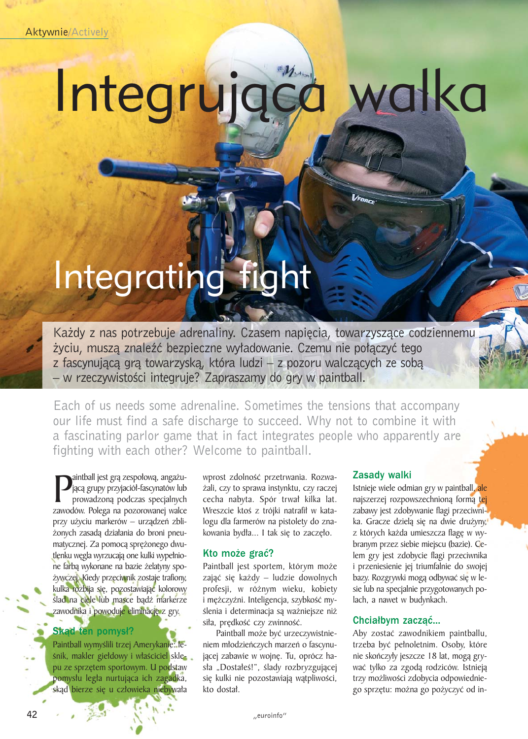Aktywnie/Actively

# Integrująca walka

# Integrating fight

Każdy z nas potrzebuje adrenaliny. Czasem napięcia, towarzyszące codziennemu życiu, muszą znaleźć bezpieczne wyładowanie. Czemu nie połączyć tego z fascynującą grą towarzyską, która ludzi – z pozoru walczących ze sobą – w rzeczywistości integruje? Zapraszamy do gry w paintball.

Each of us needs some adrenaline. Sometimes the tensions that accompany our life must find a safe discharge to succeed. Why not to combine it with a fascinating parlor game that in fact integrates people who apparently are fighting with each other? Welcome to paintball.

Paintball jest grą zespołową, angażującą grupy przyjaciół-fascynatów lub prowadzoną podczas specjalnych zawodów. Polega na pozorowanej walce przy użyciu markerów – urządzeń zbliżonych zasadą działania do broni pneumatycznej. Za pomocą sprężonego dwutlenku węgla wyrzucają one kulki wypełnione farbą wykonane na bazie żelatyny spożywczej. Kiedy przeciwnik zostaje trafiony, kulka rozbija się, pozostawiając kolorowy ślad na ciele lub masce bądź markerze zawodnika i powoduje eliminację z gry.

## Skąd ten pomysł?

Paintball wymyślili trzej Amerykanie: leśnik, makler giełdowy i właściciel sklepu ze sprzętem sportowym. U podstaw pomysłu legła nurtująca ich zagadka, skąd bierze się u człowieka niebywała wprost zdolność przetrwania. Rozważali, czy to sprawa instynktu, czy raczej cecha nabyta. Spór trwał kilka lat. Wreszcie ktoś z trójki natrafił w katalogu dla farmerów na pistolety do znakowania bydła... I tak się to zaczęło.

## Kto może grać?

Paintball jest sportem, którym może zająć się każdy – ludzie dowolnych profesji, w różnym wieku, kobiety i mężczyźni. Inteligencja, szybkość myślenia i determinacja są ważniejsze niż siła, prędkość czy zwinność.

Paintball może być urzeczywistnieniem młodzieńczych marzeń o fascynującej zabawie w wojnę. Tu, oprócz hasła „Dostałeś!", ślady rozbryzgującej się kulki nie pozostawiają wątpliwości, kto dostał.

## Zasady walki

Istnieje wiele odmian gry w paintball, ale najszerzej rozpowszechnioną formą tej zabawy jest zdobywanie flagi przeciwnika. Gracze dzielą się na dwie drużyny, z których każda umieszcza flagę w wybranym przez siebie miejscu (bazie). Celem gry jest zdobycie flagi przeciwnika i przeniesienie jej triumfalnie do swojej bazy. Rozgrywki mogą odbywać się w lesie lub na specjalnie przygotowanych polach, a nawet w budynkach.

## Chciałbym zacząć...

Aby zostać zawodnikiem paintballu, trzeba być pełnoletnim. Osoby, które nie skończyły jeszcze 18 lat, mogą grywać tylko za zgodą rodziców. Istnieją trzy możliwości zdobycia odpowiedniego sprzętu: można go pożyczyć od in-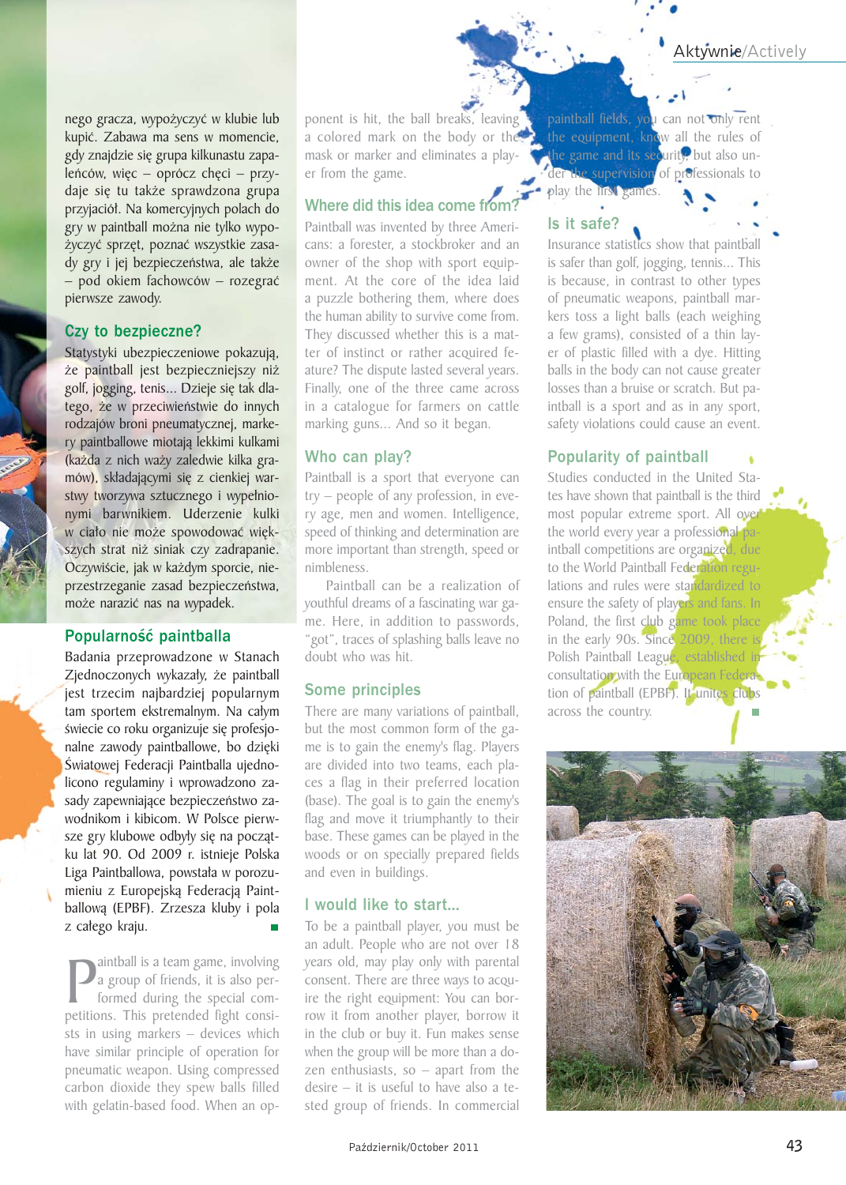nego gracza, wypożyczyć w klubie lub kupić. Zabawa ma sens w momencie, gdy znajdzie się grupa kilkunastu zapaleńców, więc – oprócz chęci – przydaje się tu także sprawdzona grupa przyjaciół. Na komercyjnych polach do gry w paintball można nie tylko wypożyczyć sprzęt, poznać wszystkie zasady gry i jej bezpieczeństwa, ale także – pod okiem fachowców – rozegrać pierwsze zawody.

## Czy to bezpieczne?

Statystyki ubezpieczeniowe pokazują, że paintball jest bezpieczniejszy niż golf, jogging, tenis... Dzieje się tak dlatego, że w przeciwieństwie do innych rodzajów broni pneumatycznej, markery paintballowe miotają lekkimi kulkami (każda z nich waży zaledwie kilka gramów), składającymi się z cienkiej warstwy tworzywa sztucznego i wypełnionymi barwnikiem. Uderzenie kulki w ciało nie może spowodować większych strat niż siniak czy zadrapanie. Oczywiście, jak w każdym sporcie, nieprzestrzeganie zasad bezpieczeństwa, może narazić nas na wypadek.

## Popularność paintballa

Badania przeprowadzone w Stanach Zjednoczonych wykazały, że paintball jest trzecim najbardziej popularnym tam sportem ekstremalnym. Na całym świecie co roku organizuje się profesjonalne zawody paintballowe, bo dzięki Światowej Federacji Paintballa ujednolicono regulaminy i wprowadzono zasady zapewniające bezpieczeństwo zawodnikom i kibicom. W Polsce pierwsze gry klubowe odbyły się na początku lat 90. Od 2009 r. istnieje Polska Liga Paintballowa, powstała w porozumieniu z Europejską Federacją Paintballową (EPBF). Zrzesza kluby i pola z całego kraju.

Paintball is a team game, involving a group of friends, it is also performed during the special competitions. This pretended fight consists in using markers – devices which have similar principle of operation for pneumatic weapon. Using compressed carbon dioxide they spew balls filled with gelatin-based food. When an opponent is hit, the ball breaks, leaving a colored mark on the body or the mask or marker and eliminates a player from the game.

## Where did this idea come from?

Paintball was invented by three Americans: a forester, a stockbroker and an owner of the shop with sport equipment. At the core of the idea laid a puzzle bothering them, where does the human ability to survive come from. They discussed whether this is a matter of instinct or rather acquired feature? The dispute lasted several years. Finally, one of the three came across in a catalogue for farmers on cattle marking guns... And so it began.

## Who can play?

Paintball is a sport that everyone can try – people of any profession, in every age, men and women. Intelligence, speed of thinking and determination are more important than strength, speed or nimbleness.

Paintball can be a realization of youthful dreams of a fascinating war game. Here, in addition to passwords, "got", traces of splashing balls leave no doubt who was hit.

## Some principles

There are many variations of paintball, but the most common form of the game is to gain the enemy's flag. Players are divided into two teams, each places a flag in their preferred location (base). The goal is to gain the enemy's flag and move it triumphantly to their base. These games can be played in the woods or on specially prepared fields and even in buildings.

## I would like to start...

To be a paintball player, you must be an adult. People who are not over 18 years old, may play only with parental consent. There are three ways to acquire the right equipment: You can borrow it from another player, borrow it in the club or buy it. Fun makes sense when the group will be more than a dozen enthusiasts, so – apart from the desire – it is useful to have also a tested group of friends. In commercial paintball fields, you can not only rent the equipment, know all the rules of the game and its security, but also under the supervision of professionals to play the first games.

## Is it safe?

Insurance statistics show that paintball is safer than golf, jogging, tennis... This is because, in contrast to other types of pneumatic weapons, paintball markers toss a light balls (each weighing a few grams), consisted of a thin layer of plastic filled with a dye. Hitting balls in the body can not cause greater losses than a bruise or scratch. But paintball is a sport and as in any sport, safety violations could cause an event.

## Popularity of paintball

Studies conducted in the United States have shown that paintball is the third most popular extreme sport. All over the world every year a professional paintball competitions are organized, due to the World Paintball Federation regulations and rules were standardized to ensure the safety of players and fans. In Poland, the first club game took place in the early 90s. Since 2009, there is Polish Paintball League, established in consultation with the European Federation of paintball (EPBF). It unites clubs across the country.